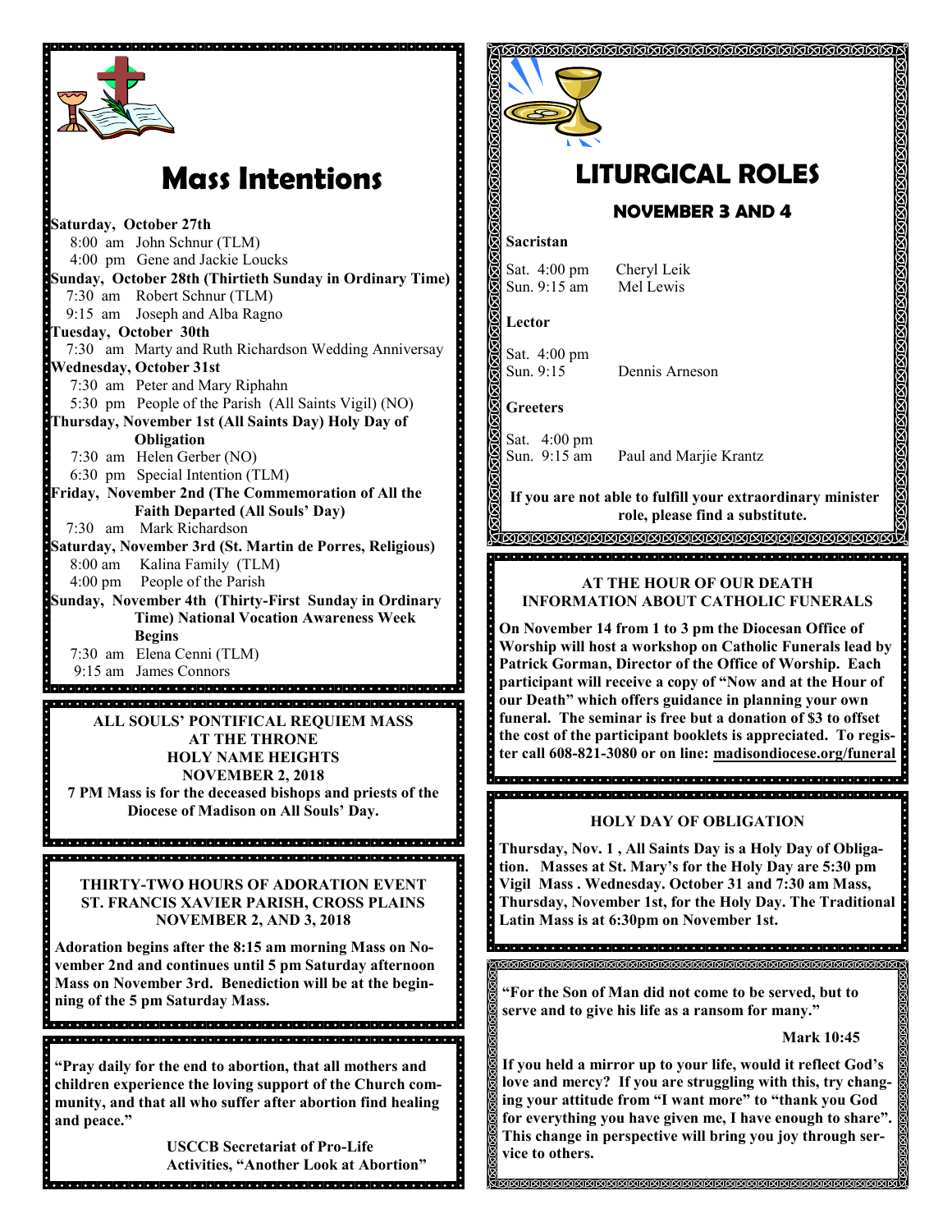# Mass Intentions

**Saturday, October 27th**
8:00 am John Schnur (TLM)
4:00 pm Gene and Jackie Loucks

**Sunday, October 28th (Thirtieth Sunday in Ordinary Time)**
7:30 am Robert Schnur (TLM)
9:15 am Joseph and Alba Ragno

**Tuesday, October 30th**
7:30 am Marty and Ruth Richardson Wedding Anniversay

**Wednesday, October 31st**
7:30 am Peter and Mary Riphahn
5:30 pm People of the Parish (All Saints Vigil) (NO)

**Thursday, November 1st (All Saints Day) Holy Day of Obligation**
7:30 am Helen Gerber (NO)
6:30 pm Special Intention (TLM)

**Friday, November 2nd (The Commemoration of All the Faith Departed (All Souls' Day)**
7:30 am Mark Richardson

**Saturday, November 3rd (St. Martin de Porres, Religious)**
8:00 am Kalina Family (TLM)
4:00 pm People of the Parish

**Sunday, November 4th (Thirty-First Sunday in Ordinary Time) National Vocation Awareness Week Begins**
7:30 am Elena Cenni (TLM)
9:15 am James Connors

**ALL SOULS' PONTIFICAL REQUIEM MASS**
**AT THE THRONE**
**HOLY NAME HEIGHTS**
**NOVEMBER 2, 2018**
**7 PM Mass is for the deceased bishops and priests of the Diocese of Madison on All Souls' Day.**

**THIRTY-TWO HOURS OF ADORATION EVENT**
**ST. FRANCIS XAVIER PARISH, CROSS PLAINS**
**NOVEMBER 2, AND 3, 2018**

**Adoration begins after the 8:15 am morning Mass on November 2nd and continues until 5 pm Saturday afternoon Mass on November 3rd. Benediction will be at the beginning of the 5 pm Saturday Mass.**

**"Pray daily for the end to abortion, that all mothers and children experience the loving support of the Church community, and that all who suffer after abortion find healing and peace."**

**USCCB Secretariat of Pro-Life Activities, "Another Look at Abortion"**

# LITURGICAL ROLES

## NOVEMBER 3 AND 4

**Sacristan**
Sat. 4:00 pm Cheryl Leik
Sun. 9:15 am Mel Lewis

**Lector**
Sat. 4:00 pm
Sun. 9:15 Dennis Arneson

**Greeters**
Sat. 4:00 pm
Sun. 9:15 am Paul and Marjie Krantz

**If you are not able to fulfill your extraordinary minister role, please find a substitute.**

**AT THE HOUR OF OUR DEATH**
**INFORMATION ABOUT CATHOLIC FUNERALS**

**On November 14 from 1 to 3 pm the Diocesan Office of Worship will host a workshop on Catholic Funerals lead by Patrick Gorman, Director of the Office of Worship. Each participant will receive a copy of "Now and at the Hour of our Death" which offers guidance in planning your own funeral. The seminar is free but a donation of $3 to offset the cost of the participant booklets is appreciated. To register call 608-821-3080 or on line: madisondiocese.org/funeral**

**HOLY DAY OF OBLIGATION**

**Thursday, Nov. 1 , All Saints Day is a Holy Day of Obligation. Masses at St. Mary's for the Holy Day are 5:30 pm Vigil Mass . Wednesday. October 31 and 7:30 am Mass, Thursday, November 1st, for the Holy Day. The Traditional Latin Mass is at 6:30pm on November 1st.**

**"For the Son of Man did not come to be served, but to serve and to give his life as a ransom for many."**

**Mark 10:45**

**If you held a mirror up to your life, would it reflect God's love and mercy? If you are struggling with this, try changing your attitude from "I want more" to "thank you God for everything you have given me, I have enough to share". This change in perspective will bring you joy through service to others.**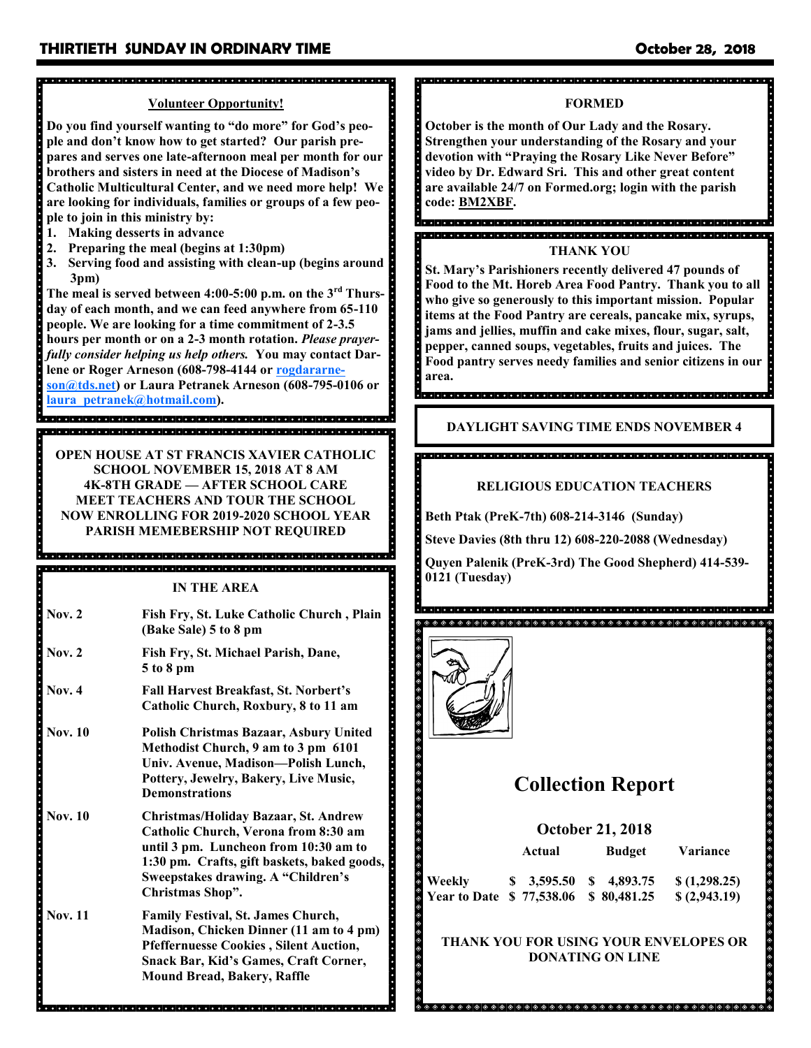**THIRTIETH SUNDAY IN ORDINARY TIME** — **October 28, 2018**

### Volunteer Opportunity!

**Do you find yourself wanting to "do more" for God's people and don't know how to get started? Our parish prepares and serves one late-afternoon meal per month for our brothers and sisters in need at the Diocese of Madison's Catholic Multicultural Center, and we need more help! We are looking for individuals, families or groups of a few people to join in this ministry by:**

1. **Making desserts in advance**
2. **Preparing the meal (begins at 1:30pm)**
3. **Serving food and assisting with clean-up (begins around 3pm)**

**The meal is served between 4:00-5:00 p.m. on the 3rd Thursday of each month, and we can feed anywhere from 65-110 people. We are looking for a time commitment of 2-3.5 hours per month or on a 2-3 month rotation.** ***Please prayerfully consider helping us help others.*** **You may contact Darlene or Roger Arneson (608-798-4144 or rogdararneson@tds.net) or Laura Petranek Arneson (608-795-0106 or laura_petranek@hotmail.com).**

**OPEN HOUSE AT ST FRANCIS XAVIER CATHOLIC SCHOOL NOVEMBER 15, 2018 AT 8 AM**
**4K-8TH GRADE — AFTER SCHOOL CARE**
**MEET TEACHERS AND TOUR THE SCHOOL**
**NOW ENROLLING FOR 2019-2020 SCHOOL YEAR**
**PARISH MEMEBERSHIP NOT REQUIRED**

### IN THE AREA

| | |
|---|---|
| **Nov. 2** | **Fish Fry, St. Luke Catholic Church , Plain (Bake Sale) 5 to 8 pm** |
| **Nov. 2** | **Fish Fry, St. Michael Parish, Dane, 5 to 8 pm** |
| **Nov. 4** | **Fall Harvest Breakfast, St. Norbert's Catholic Church, Roxbury, 8 to 11 am** |
| **Nov. 10** | **Polish Christmas Bazaar, Asbury United Methodist Church, 9 am to 3 pm 6101 Univ. Avenue, Madison—Polish Lunch, Pottery, Jewelry, Bakery, Live Music, Demonstrations** |
| **Nov. 10** | **Christmas/Holiday Bazaar, St. Andrew Catholic Church, Verona from 8:30 am until 3 pm. Luncheon from 10:30 am to 1:30 pm. Crafts, gift baskets, baked goods, Sweepstakes drawing. A "Children's Christmas Shop".** |
| **Nov. 11** | **Family Festival, St. James Church, Madison, Chicken Dinner (11 am to 4 pm) Pfeffernuesse Cookies , Silent Auction, Snack Bar, Kid's Games, Craft Corner, Mound Bread, Bakery, Raffle** |

### FORMED

**October is the month of Our Lady and the Rosary. Strengthen your understanding of the Rosary and your devotion with "Praying the Rosary Like Never Before" video by Dr. Edward Sri. This and other great content are available 24/7 on Formed.org; login with the parish code: BM2XBF.**

### THANK YOU

**St. Mary's Parishioners recently delivered 47 pounds of Food to the Mt. Horeb Area Food Pantry. Thank you to all who give so generously to this important mission. Popular items at the Food Pantry are cereals, pancake mix, syrups, jams and jellies, muffin and cake mixes, flour, sugar, salt, pepper, canned soups, vegetables, fruits and juices. The Food pantry serves needy families and senior citizens in our area.**

**DAYLIGHT SAVING TIME ENDS NOVEMBER 4**

### RELIGIOUS EDUCATION TEACHERS

**Beth Ptak (PreK-7th) 608-214-3146 (Sunday)**

**Steve Davies (8th thru 12) 608-220-2088 (Wednesday)**

**Quyen Palenik (PreK-3rd) The Good Shepherd) 414-539-0121 (Tuesday)**

## Collection Report

**October 21, 2018**

| | Actual | Budget | Variance |
|---|---|---|---|
| Weekly | \$ 3,595.50 | \$ 4,893.75 | \$ (1,298.25) |
| Year to Date | \$ 77,538.06 | \$ 80,481.25 | \$ (2,943.19) |

**THANK YOU FOR USING YOUR ENVELOPES OR DONATING ON LINE**